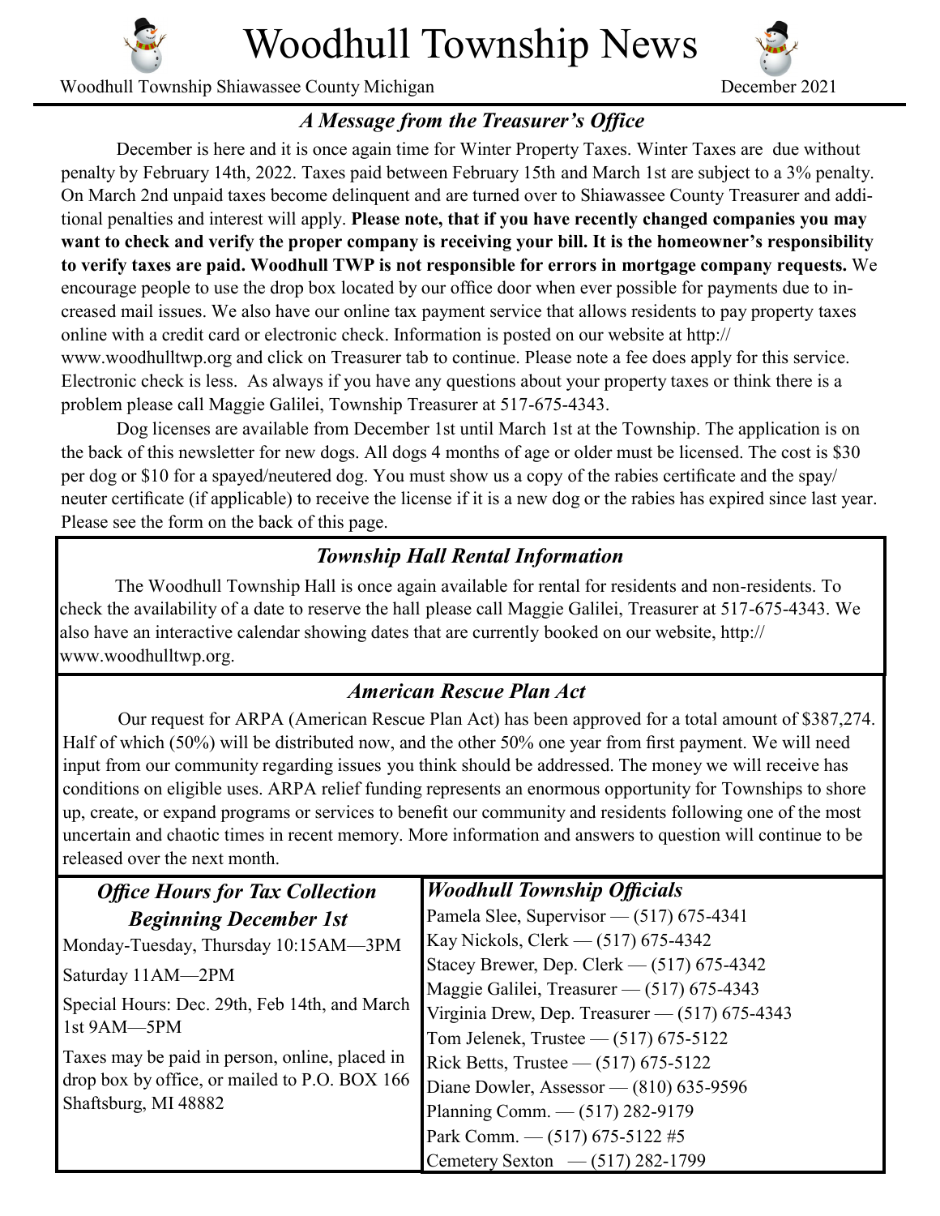# Woodhull Township News

Woodhull Township Shiawassee County Michigan — December 2021

## *A Message from the Treasurer's Office*

December is here and it is once again time for Winter Property Taxes. Winter Taxes are due without penalty by February 14th, 2022. Taxes paid between February 15th and March 1st are subject to a 3% penalty. On March 2nd unpaid taxes become delinquent and are turned over to Shiawassee County Treasurer and additional penalties and interest will apply. **Please note, that if you have recently changed companies you may want to check and verify the proper company is receiving your bill. It is the homeowner's responsibility to verify taxes are paid. Woodhull TWP is not responsible for errors in mortgage company requests.** We encourage people to use the drop box located by our office door when ever possible for payments due to increased mail issues. We also have our online tax payment service that allows residents to pay property taxes online with a credit card or electronic check. Information is posted on our website at http://www.woodhulltwp.org and click on Treasurer tab to continue. Please note a fee does apply for this service. Electronic check is less. As always if you have any questions about your property taxes or think there is a problem please call Maggie Galilei, Township Treasurer at 517-675-4343.

Dog licenses are available from December 1st until March 1st at the Township. The application is on the back of this newsletter for new dogs. All dogs 4 months of age or older must be licensed. The cost is $30 per dog or $10 for a spayed/neutered dog. You must show us a copy of the rabies certificate and the spay/neuter certificate (if applicable) to receive the license if it is a new dog or the rabies has expired since last year. Please see the form on the back of this page.

## *Township Hall Rental Information*

The Woodhull Township Hall is once again available for rental for residents and non-residents. To check the availability of a date to reserve the hall please call Maggie Galilei, Treasurer at 517-675-4343. We also have an interactive calendar showing dates that are currently booked on our website, http://www.woodhulltwp.org.

## *American Rescue Plan Act*

Our request for ARPA (American Rescue Plan Act) has been approved for a total amount of $387,274. Half of which (50%) will be distributed now, and the other 50% one year from first payment. We will need input from our community regarding issues you think should be addressed. The money we will receive has conditions on eligible uses. ARPA relief funding represents an enormous opportunity for Townships to shore up, create, or expand programs or services to benefit our community and residents following one of the most uncertain and chaotic times in recent memory. More information and answers to question will continue to be released over the next month.

## *Office Hours for Tax Collection Beginning December 1st*

Monday-Tuesday, Thursday 10:15AM—3PM

Saturday 11AM—2PM

Special Hours: Dec. 29th, Feb 14th, and March 1st 9AM—5PM

Taxes may be paid in person, online, placed in drop box by office, or mailed to P.O. BOX 166 Shaftsburg, MI 48882

## *Woodhull Township Officials*

Pamela Slee, Supervisor — (517) 675-4341
Kay Nickols, Clerk — (517) 675-4342
Stacey Brewer, Dep. Clerk — (517) 675-4342
Maggie Galilei, Treasurer — (517) 675-4343
Virginia Drew, Dep. Treasurer — (517) 675-4343
Tom Jelenek, Trustee — (517) 675-5122
Rick Betts, Trustee — (517) 675-5122
Diane Dowler, Assessor — (810) 635-9596
Planning Comm. — (517) 282-9179
Park Comm. — (517) 675-5122 #5
Cemetery Sexton — (517) 282-1799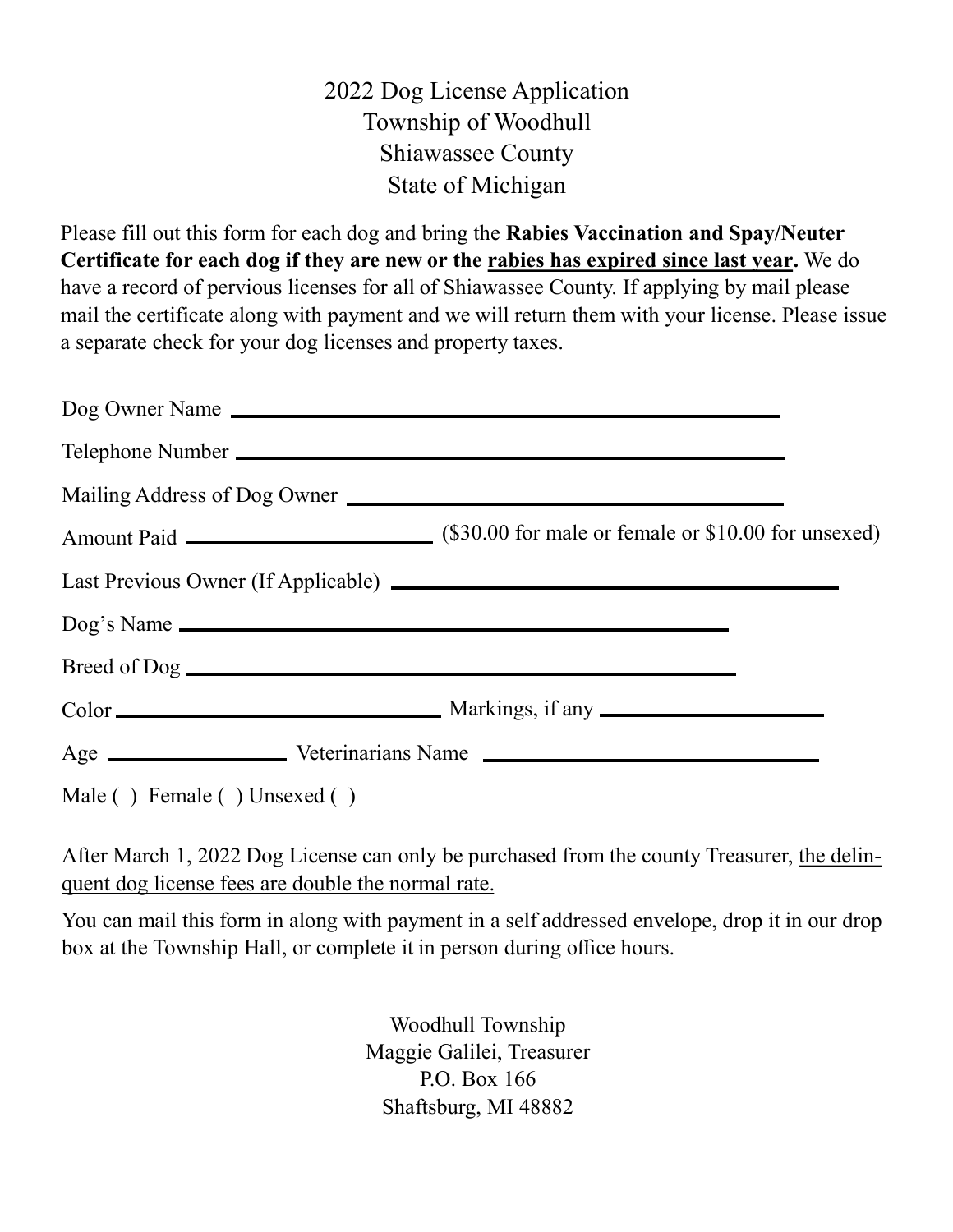# 2022 Dog License Application
## Township of Woodhull
## Shiawassee County
## State of Michigan

Please fill out this form for each dog and bring the **Rabies Vaccination and Spay/Neuter Certificate for each dog if they are new or the <u>rabies has expired since last year</u>.** We do have a record of pervious licenses for all of Shiawassee County. If applying by mail please mail the certificate along with payment and we will return them with your license. Please issue a separate check for your dog licenses and property taxes.

Dog Owner Name ______________________________________________

Telephone Number ____________________________________________

Mailing Address of Dog Owner __________________________________

Amount Paid ____________________ ($30.00 for male or female or $10.00 for unsexed)

Last Previous Owner (If Applicable) _____________________________

Dog's Name _________________________________________________

Breed of Dog ________________________________________________

Color ____________________________ Markings, if any ____________________

Age ________________ Veterinarians Name ___________________________

Male ( ) Female ( ) Unsexed ( )

After March 1, 2022 Dog License can only be purchased from the county Treasurer, <u>the delinquent dog license fees are double the normal rate.</u>

You can mail this form in along with payment in a self addressed envelope, drop it in our drop box at the Township Hall, or complete it in person during office hours.

Woodhull Township
Maggie Galilei, Treasurer
P.O. Box 166
Shaftsburg, MI 48882